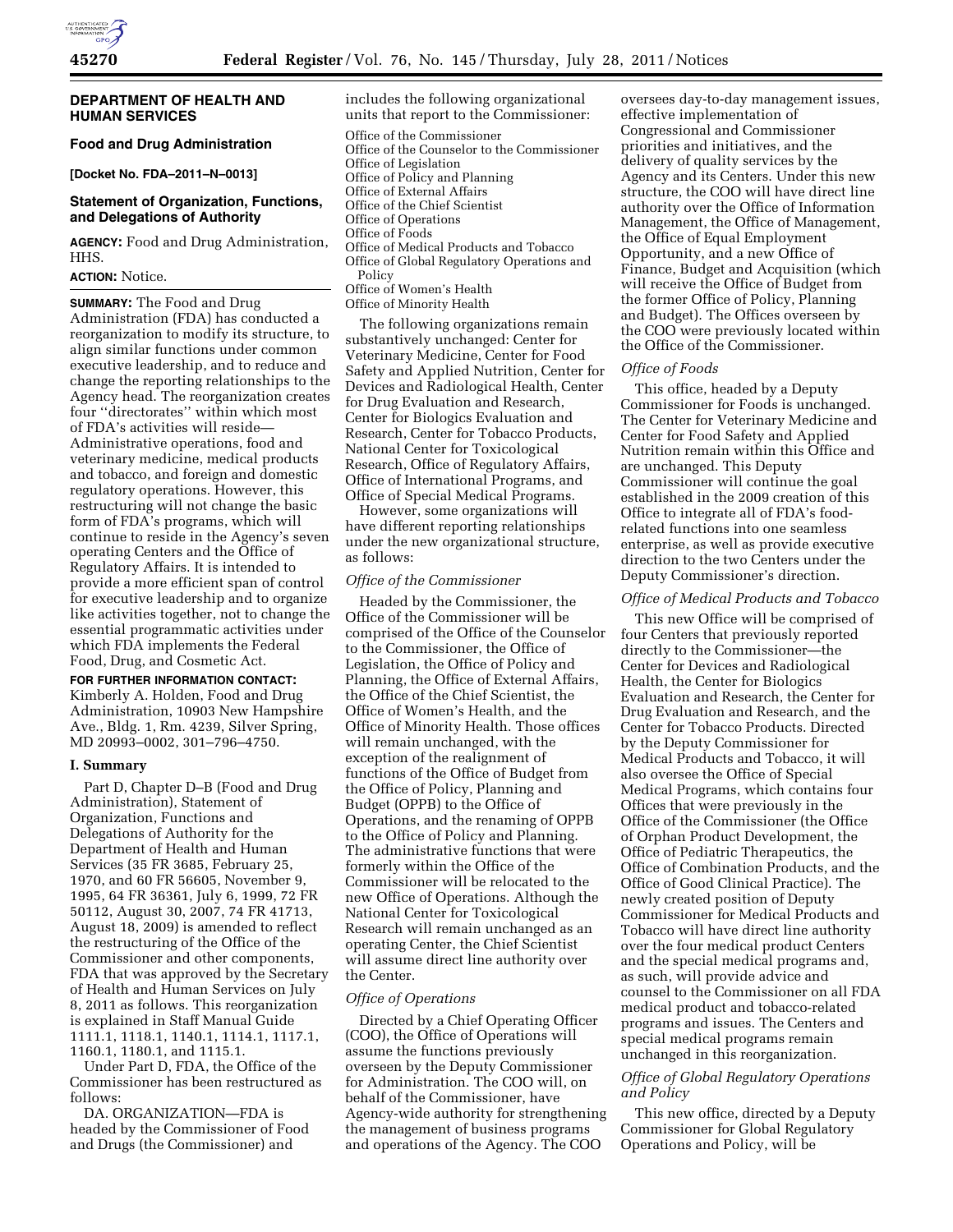## DEPARTMENT OF HEALTH AND HUMAN SERVICES

### Food and Drug Administration

**[Docket No. FDA–2011–N–0013]**

### Statement of Organization, Functions, and Delegations of Authority

**AGENCY:** Food and Drug Administration, HHS.

**ACTION:** Notice.

**SUMMARY:** The Food and Drug Administration (FDA) has conducted a reorganization to modify its structure, to align similar functions under common executive leadership, and to reduce and change the reporting relationships to the Agency head. The reorganization creates four ''directorates'' within which most of FDA's activities will reside—Administrative operations, food and veterinary medicine, medical products and tobacco, and foreign and domestic regulatory operations. However, this restructuring will not change the basic form of FDA's programs, which will continue to reside in the Agency's seven operating Centers and the Office of Regulatory Affairs. It is intended to provide a more efficient span of control for executive leadership and to organize like activities together, not to change the essential programmatic activities under which FDA implements the Federal Food, Drug, and Cosmetic Act.

**FOR FURTHER INFORMATION CONTACT:** Kimberly A. Holden, Food and Drug Administration, 10903 New Hampshire Ave., Bldg. 1, Rm. 4239, Silver Spring, MD 20993–0002, 301–796–4750.

#### I. Summary

Part D, Chapter D–B (Food and Drug Administration), Statement of Organization, Functions and Delegations of Authority for the Department of Health and Human Services (35 FR 3685, February 25, 1970, and 60 FR 56605, November 9, 1995, 64 FR 36361, July 6, 1999, 72 FR 50112, August 30, 2007, 74 FR 41713, August 18, 2009) is amended to reflect the restructuring of the Office of the Commissioner and other components, FDA that was approved by the Secretary of Health and Human Services on July 8, 2011 as follows. This reorganization is explained in Staff Manual Guide 1111.1, 1118.1, 1140.1, 1114.1, 1117.1, 1160.1, 1180.1, and 1115.1.

Under Part D, FDA, the Office of the Commissioner has been restructured as follows:

DA. ORGANIZATION—FDA is headed by the Commissioner of Food and Drugs (the Commissioner) and includes the following organizational units that report to the Commissioner:

Office of the Commissioner
Office of the Counselor to the Commissioner
Office of Legislation
Office of Policy and Planning
Office of External Affairs
Office of the Chief Scientist
Office of Operations
Office of Foods
Office of Medical Products and Tobacco
Office of Global Regulatory Operations and Policy
Office of Women's Health
Office of Minority Health

The following organizations remain substantively unchanged: Center for Veterinary Medicine, Center for Food Safety and Applied Nutrition, Center for Devices and Radiological Health, Center for Drug Evaluation and Research, Center for Biologics Evaluation and Research, Center for Tobacco Products, National Center for Toxicological Research, Office of Regulatory Affairs, Office of International Programs, and Office of Special Medical Programs.

However, some organizations will have different reporting relationships under the new organizational structure, as follows:

*Office of the Commissioner*

Headed by the Commissioner, the Office of the Commissioner will be comprised of the Office of the Counselor to the Commissioner, the Office of Legislation, the Office of Policy and Planning, the Office of External Affairs, the Office of the Chief Scientist, the Office of Women's Health, and the Office of Minority Health. Those offices will remain unchanged, with the exception of the realignment of functions of the Office of Budget from the Office of Policy, Planning and Budget (OPPB) to the Office of Operations, and the renaming of OPPB to the Office of Policy and Planning. The administrative functions that were formerly within the Office of the Commissioner will be relocated to the new Office of Operations. Although the National Center for Toxicological Research will remain unchanged as an operating Center, the Chief Scientist will assume direct line authority over the Center.

*Office of Operations*

Directed by a Chief Operating Officer (COO), the Office of Operations will assume the functions previously overseen by the Deputy Commissioner for Administration. The COO will, on behalf of the Commissioner, have Agency-wide authority for strengthening the management of business programs and operations of the Agency. The COO oversees day-to-day management issues, effective implementation of Congressional and Commissioner priorities and initiatives, and the delivery of quality services by the Agency and its Centers. Under this new structure, the COO will have direct line authority over the Office of Information Management, the Office of Management, the Office of Equal Employment Opportunity, and a new Office of Finance, Budget and Acquisition (which will receive the Office of Budget from the former Office of Policy, Planning and Budget). The Offices overseen by the COO were previously located within the Office of the Commissioner.

*Office of Foods*

This office, headed by a Deputy Commissioner for Foods is unchanged. The Center for Veterinary Medicine and Center for Food Safety and Applied Nutrition remain within this Office and are unchanged. This Deputy Commissioner will continue the goal established in the 2009 creation of this Office to integrate all of FDA's food-related functions into one seamless enterprise, as well as provide executive direction to the two Centers under the Deputy Commissioner's direction.

*Office of Medical Products and Tobacco*

This new Office will be comprised of four Centers that previously reported directly to the Commissioner—the Center for Devices and Radiological Health, the Center for Biologics Evaluation and Research, the Center for Drug Evaluation and Research, and the Center for Tobacco Products. Directed by the Deputy Commissioner for Medical Products and Tobacco, it will also oversee the Office of Special Medical Programs, which contains four Offices that were previously in the Office of the Commissioner (the Office of Orphan Product Development, the Office of Pediatric Therapeutics, the Office of Combination Products, and the Office of Good Clinical Practice). The newly created position of Deputy Commissioner for Medical Products and Tobacco will have direct line authority over the four medical product Centers and the special medical programs and, as such, will provide advice and counsel to the Commissioner on all FDA medical product and tobacco-related programs and issues. The Centers and special medical programs remain unchanged in this reorganization.

*Office of Global Regulatory Operations and Policy*

This new office, directed by a Deputy Commissioner for Global Regulatory Operations and Policy, will be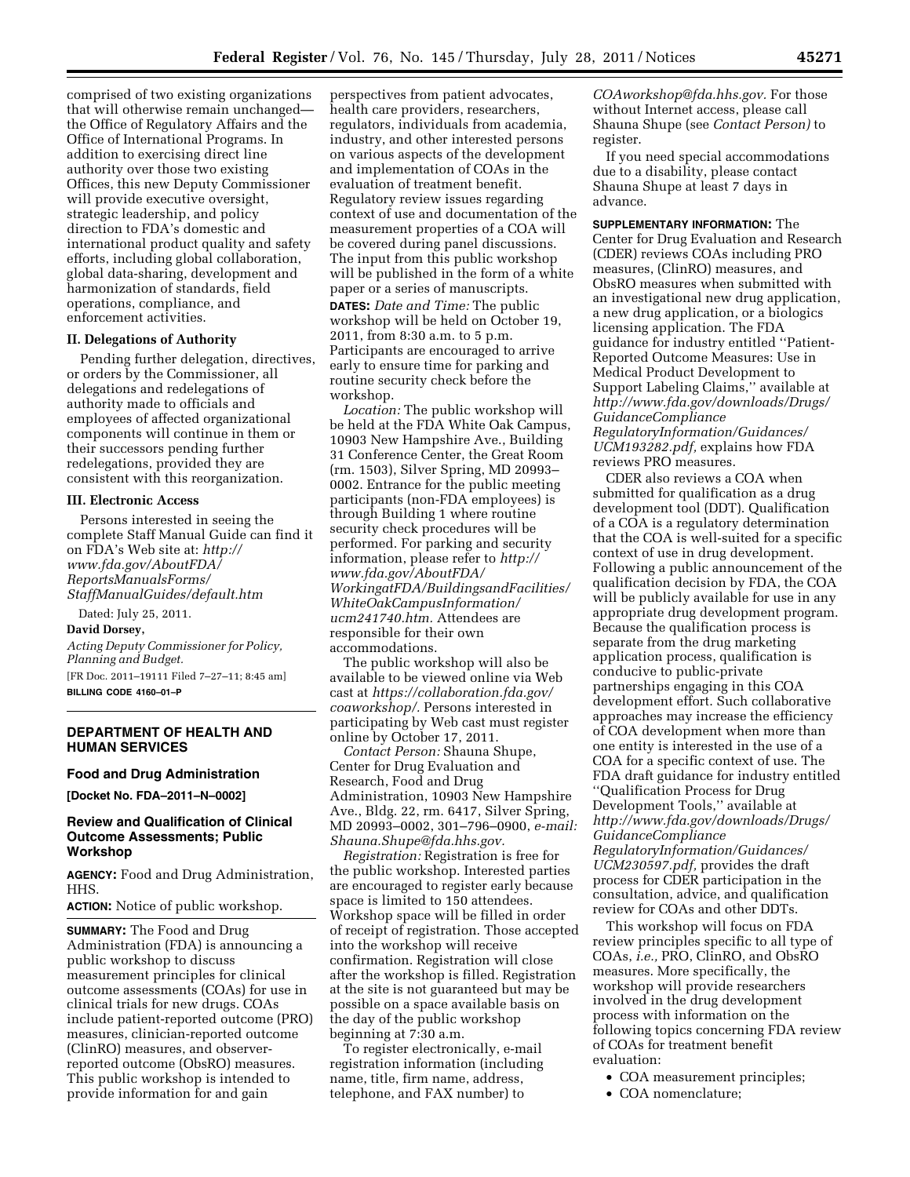comprised of two existing organizations that will otherwise remain unchanged—the Office of Regulatory Affairs and the Office of International Programs. In addition to exercising direct line authority over those two existing Offices, this new Deputy Commissioner will provide executive oversight, strategic leadership, and policy direction to FDA's domestic and international product quality and safety efforts, including global collaboration, global data-sharing, development and harmonization of standards, field operations, compliance, and enforcement activities.

### II. Delegations of Authority

Pending further delegation, directives, or orders by the Commissioner, all delegations and redelegations of authority made to officials and employees of affected organizational components will continue in them or their successors pending further redelegations, provided they are consistent with this reorganization.

### III. Electronic Access

Persons interested in seeing the complete Staff Manual Guide can find it on FDA's Web site at: *http://www.fda.gov/AboutFDA/ReportsManualsForms/StaffManualGuides/default.htm*

Dated: July 25, 2011.

**David Dorsey,**

*Acting Deputy Commissioner for Policy, Planning and Budget.*

[FR Doc. 2011–19111 Filed 7–27–11; 8:45 am]

**BILLING CODE 4160–01–P**

---

## DEPARTMENT OF HEALTH AND HUMAN SERVICES

### Food and Drug Administration

**[Docket No. FDA–2011–N–0002]**

### Review and Qualification of Clinical Outcome Assessments; Public Workshop

**AGENCY:** Food and Drug Administration, HHS.

**ACTION:** Notice of public workshop.

**SUMMARY:** The Food and Drug Administration (FDA) is announcing a public workshop to discuss measurement principles for clinical outcome assessments (COAs) for use in clinical trials for new drugs. COAs include patient-reported outcome (PRO) measures, clinician-reported outcome (ClinRO) measures, and observer-reported outcome (ObsRO) measures. This public workshop is intended to provide information for and gain perspectives from patient advocates, health care providers, researchers, regulators, individuals from academia, industry, and other interested persons on various aspects of the development and implementation of COAs in the evaluation of treatment benefit. Regulatory review issues regarding context of use and documentation of the measurement properties of a COA will be covered during panel discussions. The input from this public workshop will be published in the form of a white paper or a series of manuscripts.

**DATES:** *Date and Time:* The public workshop will be held on October 19, 2011, from 8:30 a.m. to 5 p.m. Participants are encouraged to arrive early to ensure time for parking and routine security check before the workshop.

*Location:* The public workshop will be held at the FDA White Oak Campus, 10903 New Hampshire Ave., Building 31 Conference Center, the Great Room (rm. 1503), Silver Spring, MD 20993–0002. Entrance for the public meeting participants (non-FDA employees) is through Building 1 where routine security check procedures will be performed. For parking and security information, please refer to *http://www.fda.gov/AboutFDA/WorkingatFDA/BuildingsandFacilities/WhiteOakCampusInformation/ucm241740.htm.* Attendees are responsible for their own accommodations.

The public workshop will also be available to be viewed online via Web cast at *https://collaboration.fda.gov/coaworkshop/.* Persons interested in participating by Web cast must register online by October 17, 2011.

*Contact Person:* Shauna Shupe, Center for Drug Evaluation and Research, Food and Drug Administration, 10903 New Hampshire Ave., Bldg. 22, rm. 6417, Silver Spring, MD 20993–0002, 301–796–0900, *e-mail: Shauna.Shupe@fda.hhs.gov.*

*Registration:* Registration is free for the public workshop. Interested parties are encouraged to register early because space is limited to 150 attendees. Workshop space will be filled in order of receipt of registration. Those accepted into the workshop will receive confirmation. Registration will close after the workshop is filled. Registration at the site is not guaranteed but may be possible on a space available basis on the day of the public workshop beginning at 7:30 a.m.

To register electronically, e-mail registration information (including name, title, firm name, address, telephone, and FAX number) to *COAworkshop@fda.hhs.gov.* For those without Internet access, please call Shauna Shupe (see *Contact Person)* to register.

If you need special accommodations due to a disability, please contact Shauna Shupe at least 7 days in advance.

**SUPPLEMENTARY INFORMATION:** The Center for Drug Evaluation and Research (CDER) reviews COAs including PRO measures, (ClinRO) measures, and ObsRO measures when submitted with an investigational new drug application, a new drug application, or a biologics licensing application. The FDA guidance for industry entitled ''Patient-Reported Outcome Measures: Use in Medical Product Development to Support Labeling Claims,'' available at *http://www.fda.gov/downloads/Drugs/GuidanceCompliance RegulatoryInformation/Guidances/UCM193282.pdf,* explains how FDA reviews PRO measures.

CDER also reviews a COA when submitted for qualification as a drug development tool (DDT). Qualification of a COA is a regulatory determination that the COA is well-suited for a specific context of use in drug development. Following a public announcement of the qualification decision by FDA, the COA will be publicly available for use in any appropriate drug development program. Because the qualification process is separate from the drug marketing application process, qualification is conducive to public-private partnerships engaging in this COA development effort. Such collaborative approaches may increase the efficiency of COA development when more than one entity is interested in the use of a COA for a specific context of use. The FDA draft guidance for industry entitled ''Qualification Process for Drug Development Tools,'' available at *http://www.fda.gov/downloads/Drugs/GuidanceCompliance RegulatoryInformation/Guidances/UCM230597.pdf,* provides the draft process for CDER participation in the consultation, advice, and qualification review for COAs and other DDTs.

This workshop will focus on FDA review principles specific to all type of COAs, *i.e.,* PRO, ClinRO, and ObsRO measures. More specifically, the workshop will provide researchers involved in the drug development process with information on the following topics concerning FDA review of COAs for treatment benefit evaluation:

- COA measurement principles;
- COA nomenclature;